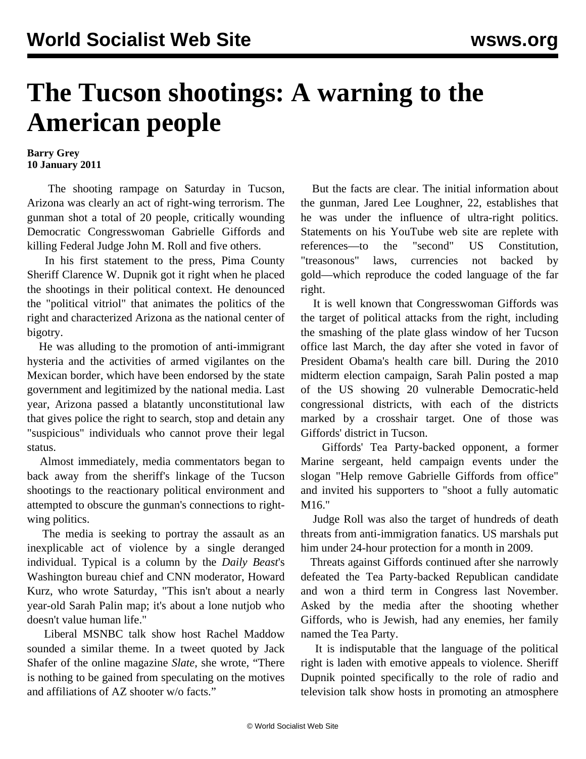# The Tucson shootings: A warning to the American people

**Barry Grey**
**10 January 2011**

The shooting rampage on Saturday in Tucson, Arizona was clearly an act of right-wing terrorism. The gunman shot a total of 20 people, critically wounding Democratic Congresswoman Gabrielle Giffords and killing Federal Judge John M. Roll and five others.

In his first statement to the press, Pima County Sheriff Clarence W. Dupnik got it right when he placed the shootings in their political context. He denounced the "political vitriol" that animates the politics of the right and characterized Arizona as the national center of bigotry.

He was alluding to the promotion of anti-immigrant hysteria and the activities of armed vigilantes on the Mexican border, which have been endorsed by the state government and legitimized by the national media. Last year, Arizona passed a blatantly unconstitutional law that gives police the right to search, stop and detain any "suspicious" individuals who cannot prove their legal status.

Almost immediately, media commentators began to back away from the sheriff's linkage of the Tucson shootings to the reactionary political environment and attempted to obscure the gunman's connections to right-wing politics.

The media is seeking to portray the assault as an inexplicable act of violence by a single deranged individual. Typical is a column by the *Daily Beast*'s Washington bureau chief and CNN moderator, Howard Kurz, who wrote Saturday, "This isn't about a nearly year-old Sarah Palin map; it's about a lone nutjob who doesn't value human life."

Liberal MSNBC talk show host Rachel Maddow sounded a similar theme. In a tweet quoted by Jack Shafer of the online magazine *Slate*, she wrote, "There is nothing to be gained from speculating on the motives and affiliations of AZ shooter w/o facts."

But the facts are clear. The initial information about the gunman, Jared Lee Loughner, 22, establishes that he was under the influence of ultra-right politics. Statements on his YouTube web site are replete with references—to the "second" US Constitution, "treasonous" laws, currencies not backed by gold—which reproduce the coded language of the far right.

It is well known that Congresswoman Giffords was the target of political attacks from the right, including the smashing of the plate glass window of her Tucson office last March, the day after she voted in favor of President Obama's health care bill. During the 2010 midterm election campaign, Sarah Palin posted a map of the US showing 20 vulnerable Democratic-held congressional districts, with each of the districts marked by a crosshair target. One of those was Giffords' district in Tucson.

Giffords' Tea Party-backed opponent, a former Marine sergeant, held campaign events under the slogan "Help remove Gabrielle Giffords from office" and invited his supporters to "shoot a fully automatic M16."

Judge Roll was also the target of hundreds of death threats from anti-immigration fanatics. US marshals put him under 24-hour protection for a month in 2009.

Threats against Giffords continued after she narrowly defeated the Tea Party-backed Republican candidate and won a third term in Congress last November. Asked by the media after the shooting whether Giffords, who is Jewish, had any enemies, her family named the Tea Party.

It is indisputable that the language of the political right is laden with emotive appeals to violence. Sheriff Dupnik pointed specifically to the role of radio and television talk show hosts in promoting an atmosphere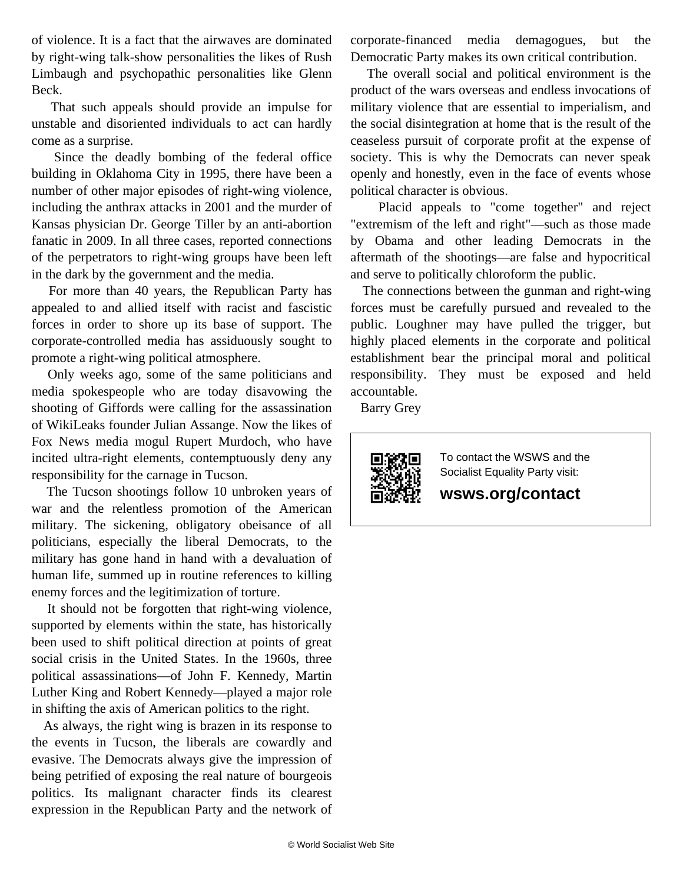of violence. It is a fact that the airwaves are dominated by right-wing talk-show personalities the likes of Rush Limbaugh and psychopathic personalities like Glenn Beck.

That such appeals should provide an impulse for unstable and disoriented individuals to act can hardly come as a surprise.

Since the deadly bombing of the federal office building in Oklahoma City in 1995, there have been a number of other major episodes of right-wing violence, including the anthrax attacks in 2001 and the murder of Kansas physician Dr. George Tiller by an anti-abortion fanatic in 2009. In all three cases, reported connections of the perpetrators to right-wing groups have been left in the dark by the government and the media.

For more than 40 years, the Republican Party has appealed to and allied itself with racist and fascistic forces in order to shore up its base of support. The corporate-controlled media has assiduously sought to promote a right-wing political atmosphere.

Only weeks ago, some of the same politicians and media spokespeople who are today disavowing the shooting of Giffords were calling for the assassination of WikiLeaks founder Julian Assange. Now the likes of Fox News media mogul Rupert Murdoch, who have incited ultra-right elements, contemptuously deny any responsibility for the carnage in Tucson.

The Tucson shootings follow 10 unbroken years of war and the relentless promotion of the American military. The sickening, obligatory obeisance of all politicians, especially the liberal Democrats, to the military has gone hand in hand with a devaluation of human life, summed up in routine references to killing enemy forces and the legitimization of torture.

It should not be forgotten that right-wing violence, supported by elements within the state, has historically been used to shift political direction at points of great social crisis in the United States. In the 1960s, three political assassinations—of John F. Kennedy, Martin Luther King and Robert Kennedy—played a major role in shifting the axis of American politics to the right.

As always, the right wing is brazen in its response to the events in Tucson, the liberals are cowardly and evasive. The Democrats always give the impression of being petrified of exposing the real nature of bourgeois politics. Its malignant character finds its clearest expression in the Republican Party and the network of corporate-financed media demagogues, but the Democratic Party makes its own critical contribution.

The overall social and political environment is the product of the wars overseas and endless invocations of military violence that are essential to imperialism, and the social disintegration at home that is the result of the ceaseless pursuit of corporate profit at the expense of society. This is why the Democrats can never speak openly and honestly, even in the face of events whose political character is obvious.

Placid appeals to "come together" and reject "extremism of the left and right"—such as those made by Obama and other leading Democrats in the aftermath of the shootings—are false and hypocritical and serve to politically chloroform the public.

The connections between the gunman and right-wing forces must be carefully pursued and revealed to the public. Loughner may have pulled the trigger, but highly placed elements in the corporate and political establishment bear the principal moral and political responsibility. They must be exposed and held accountable.

Barry Grey

To contact the WSWS and the Socialist Equality Party visit:

**wsws.org/contact**